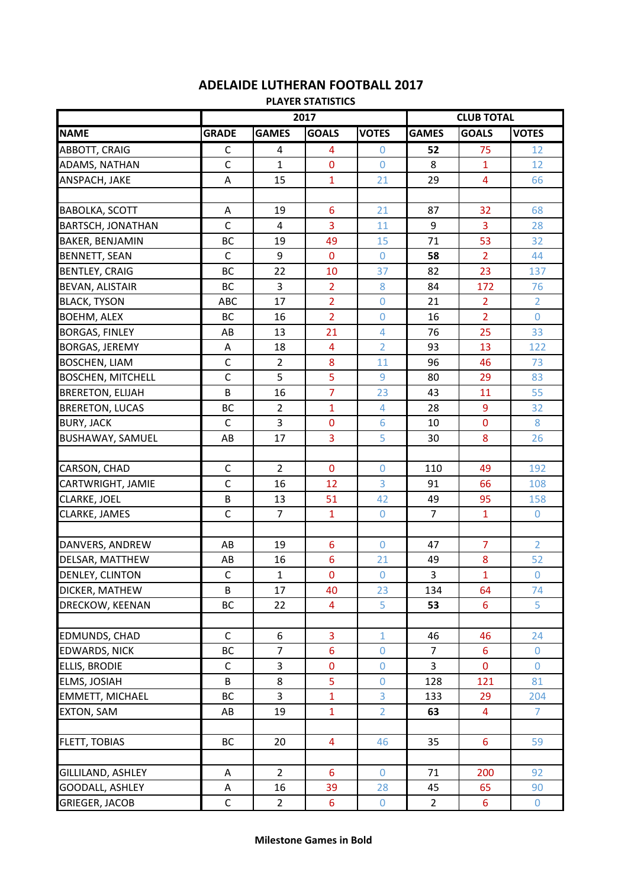# ADELAIDE LUTHERAN FOOTBALL 2017

### PLAYER STATISTICS

| | 2017 | | | | CLUB TOTAL | | |
|---|---|---|---|---|---|---|---|
| **NAME** | **GRADE** | **GAMES** | **GOALS** | **VOTES** | **GAMES** | **GOALS** | **VOTES** |
| ABBOTT, CRAIG | C | 4 | 4 | 0 | **52** | 75 | 12 |
| ADAMS, NATHAN | C | 1 | 0 | 0 | 8 | 1 | 12 |
| ANSPACH, JAKE | A | 15 | 1 | 21 | 29 | 4 | 66 |
| | | | | | | | |
| BABOLKA, SCOTT | A | 19 | 6 | 21 | 87 | 32 | 68 |
| BARTSCH, JONATHAN | C | 4 | 3 | 11 | 9 | 3 | 28 |
| BAKER, BENJAMIN | BC | 19 | 49 | 15 | 71 | 53 | 32 |
| BENNETT, SEAN | C | 9 | 0 | 0 | **58** | 2 | 44 |
| BENTLEY, CRAIG | BC | 22 | 10 | 37 | 82 | 23 | 137 |
| BEVAN, ALISTAIR | BC | 3 | 2 | 8 | 84 | 172 | 76 |
| BLACK, TYSON | ABC | 17 | 2 | 0 | 21 | 2 | 2 |
| BOEHM, ALEX | BC | 16 | 2 | 0 | 16 | 2 | 0 |
| BORGAS, FINLEY | AB | 13 | 21 | 4 | 76 | 25 | 33 |
| BORGAS, JEREMY | A | 18 | 4 | 2 | 93 | 13 | 122 |
| BOSCHEN, LIAM | C | 2 | 8 | 11 | 96 | 46 | 73 |
| BOSCHEN, MITCHELL | C | 5 | 5 | 9 | 80 | 29 | 83 |
| BRERETON, ELIJAH | B | 16 | 7 | 23 | 43 | 11 | 55 |
| BRERETON, LUCAS | BC | 2 | 1 | 4 | 28 | 9 | 32 |
| BURY, JACK | C | 3 | 0 | 6 | 10 | 0 | 8 |
| BUSHAWAY, SAMUEL | AB | 17 | 3 | 5 | 30 | 8 | 26 |
| | | | | | | | |
| CARSON, CHAD | C | 2 | 0 | 0 | 110 | 49 | 192 |
| CARTWRIGHT, JAMIE | C | 16 | 12 | 3 | 91 | 66 | 108 |
| CLARKE, JOEL | B | 13 | 51 | 42 | 49 | 95 | 158 |
| CLARKE, JAMES | C | 7 | 1 | 0 | 7 | 1 | 0 |
| | | | | | | | |
| DANVERS, ANDREW | AB | 19 | 6 | 0 | 47 | 7 | 2 |
| DELSAR, MATTHEW | AB | 16 | 6 | 21 | 49 | 8 | 52 |
| DENLEY, CLINTON | C | 1 | 0 | 0 | 3 | 1 | 0 |
| DICKER, MATHEW | B | 17 | 40 | 23 | 134 | 64 | 74 |
| DRECKOW, KEENAN | BC | 22 | 4 | 5 | **53** | 6 | 5 |
| | | | | | | | |
| EDMUNDS, CHAD | C | 6 | 3 | 1 | 46 | 46 | 24 |
| EDWARDS, NICK | BC | 7 | 6 | 0 | 7 | 6 | 0 |
| ELLIS, BRODIE | C | 3 | 0 | 0 | 3 | 0 | 0 |
| ELMS, JOSIAH | B | 8 | 5 | 0 | 128 | 121 | 81 |
| EMMETT, MICHAEL | BC | 3 | 1 | 3 | 133 | 29 | 204 |
| EXTON, SAM | AB | 19 | 1 | 2 | **63** | 4 | 7 |
| | | | | | | | |
| FLETT, TOBIAS | BC | 20 | 4 | 46 | 35 | 6 | 59 |
| | | | | | | | |
| GILLILAND, ASHLEY | A | 2 | 6 | 0 | 71 | 200 | 92 |
| GOODALL, ASHLEY | A | 16 | 39 | 28 | 45 | 65 | 90 |
| GRIEGER, JACOB | C | 2 | 6 | 0 | 2 | 6 | 0 |

**Milestone Games in Bold**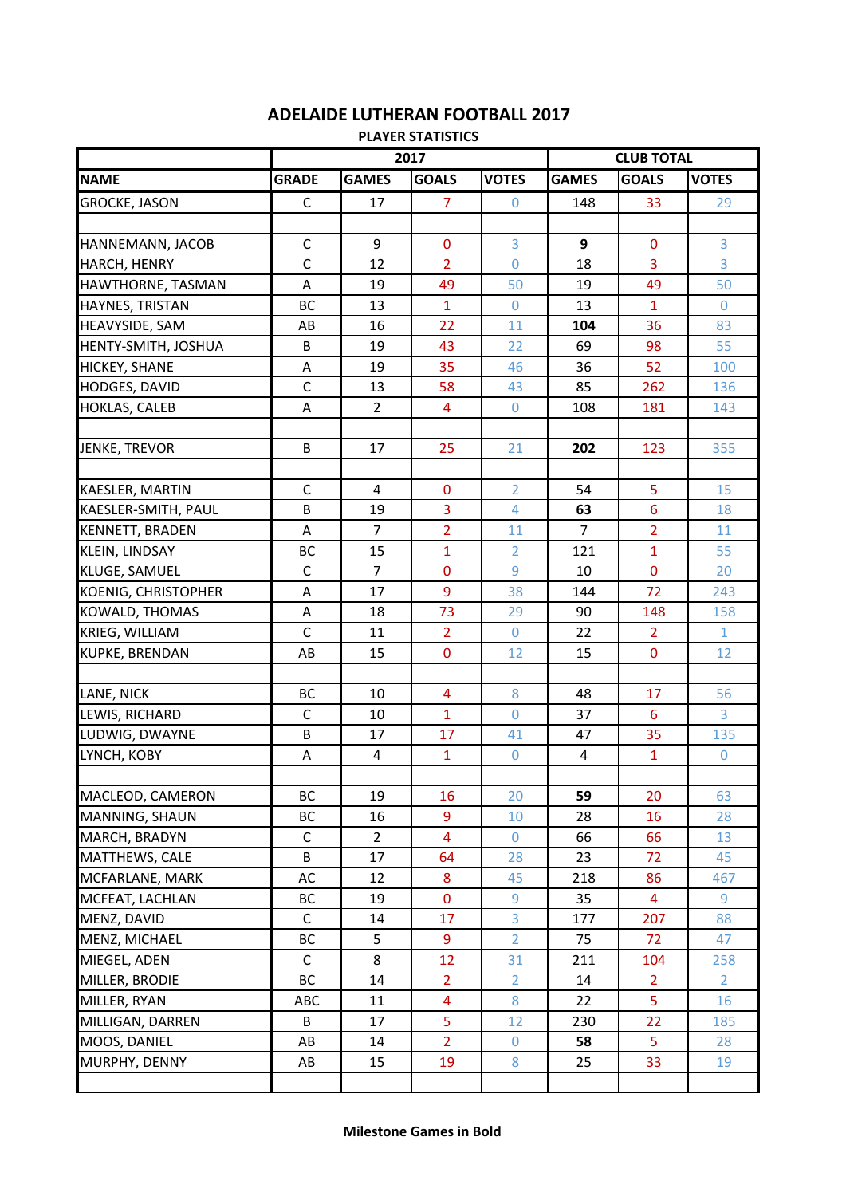# ADELAIDE LUTHERAN FOOTBALL 2017

## PLAYER STATISTICS

| | 2017 | | | | CLUB TOTAL | | |
|---|---|---|---|---|---|---|---|
| **NAME** | **GRADE** | **GAMES** | **GOALS** | **VOTES** | **GAMES** | **GOALS** | **VOTES** |
| GROCKE, JASON | C | 17 | 7 | 0 | 148 | 33 | 29 |
| | | | | | | | |
| HANNEMANN, JACOB | C | 9 | 0 | 3 | **9** | 0 | 3 |
| HARCH, HENRY | C | 12 | 2 | 0 | 18 | 3 | 3 |
| HAWTHORNE, TASMAN | A | 19 | 49 | 50 | 19 | 49 | 50 |
| HAYNES, TRISTAN | BC | 13 | 1 | 0 | 13 | 1 | 0 |
| HEAVYSIDE, SAM | AB | 16 | 22 | 11 | **104** | 36 | 83 |
| HENTY-SMITH, JOSHUA | B | 19 | 43 | 22 | 69 | 98 | 55 |
| HICKEY, SHANE | A | 19 | 35 | 46 | 36 | 52 | 100 |
| HODGES, DAVID | C | 13 | 58 | 43 | 85 | 262 | 136 |
| HOKLAS, CALEB | A | 2 | 4 | 0 | 108 | 181 | 143 |
| | | | | | | | |
| JENKE, TREVOR | B | 17 | 25 | 21 | **202** | 123 | 355 |
| | | | | | | | |
| KAESLER, MARTIN | C | 4 | 0 | 2 | 54 | 5 | 15 |
| KAESLER-SMITH, PAUL | B | 19 | 3 | 4 | **63** | 6 | 18 |
| KENNETT, BRADEN | A | 7 | 2 | 11 | 7 | 2 | 11 |
| KLEIN, LINDSAY | BC | 15 | 1 | 2 | 121 | 1 | 55 |
| KLUGE, SAMUEL | C | 7 | 0 | 9 | 10 | 0 | 20 |
| KOENIG, CHRISTOPHER | A | 17 | 9 | 38 | 144 | 72 | 243 |
| KOWALD, THOMAS | A | 18 | 73 | 29 | 90 | 148 | 158 |
| KRIEG, WILLIAM | C | 11 | 2 | 0 | 22 | 2 | 1 |
| KUPKE, BRENDAN | AB | 15 | 0 | 12 | 15 | 0 | 12 |
| | | | | | | | |
| LANE, NICK | BC | 10 | 4 | 8 | 48 | 17 | 56 |
| LEWIS, RICHARD | C | 10 | 1 | 0 | 37 | 6 | 3 |
| LUDWIG, DWAYNE | B | 17 | 17 | 41 | 47 | 35 | 135 |
| LYNCH, KOBY | A | 4 | 1 | 0 | 4 | 1 | 0 |
| | | | | | | | |
| MACLEOD, CAMERON | BC | 19 | 16 | 20 | **59** | 20 | 63 |
| MANNING, SHAUN | BC | 16 | 9 | 10 | 28 | 16 | 28 |
| MARCH, BRADYN | C | 2 | 4 | 0 | 66 | 66 | 13 |
| MATTHEWS, CALE | B | 17 | 64 | 28 | 23 | 72 | 45 |
| MCFARLANE, MARK | AC | 12 | 8 | 45 | 218 | 86 | 467 |
| MCFEAT, LACHLAN | BC | 19 | 0 | 9 | 35 | 4 | 9 |
| MENZ, DAVID | C | 14 | 17 | 3 | 177 | 207 | 88 |
| MENZ, MICHAEL | BC | 5 | 9 | 2 | 75 | 72 | 47 |
| MIEGEL, ADEN | C | 8 | 12 | 31 | 211 | 104 | 258 |
| MILLER, BRODIE | BC | 14 | 2 | 2 | 14 | 2 | 2 |
| MILLER, RYAN | ABC | 11 | 4 | 8 | 22 | 5 | 16 |
| MILLIGAN, DARREN | B | 17 | 5 | 12 | 230 | 22 | 185 |
| MOOS, DANIEL | AB | 14 | 2 | 0 | **58** | 5 | 28 |
| MURPHY, DENNY | AB | 15 | 19 | 8 | 25 | 33 | 19 |
| | | | | | | | |

**Milestone Games in Bold**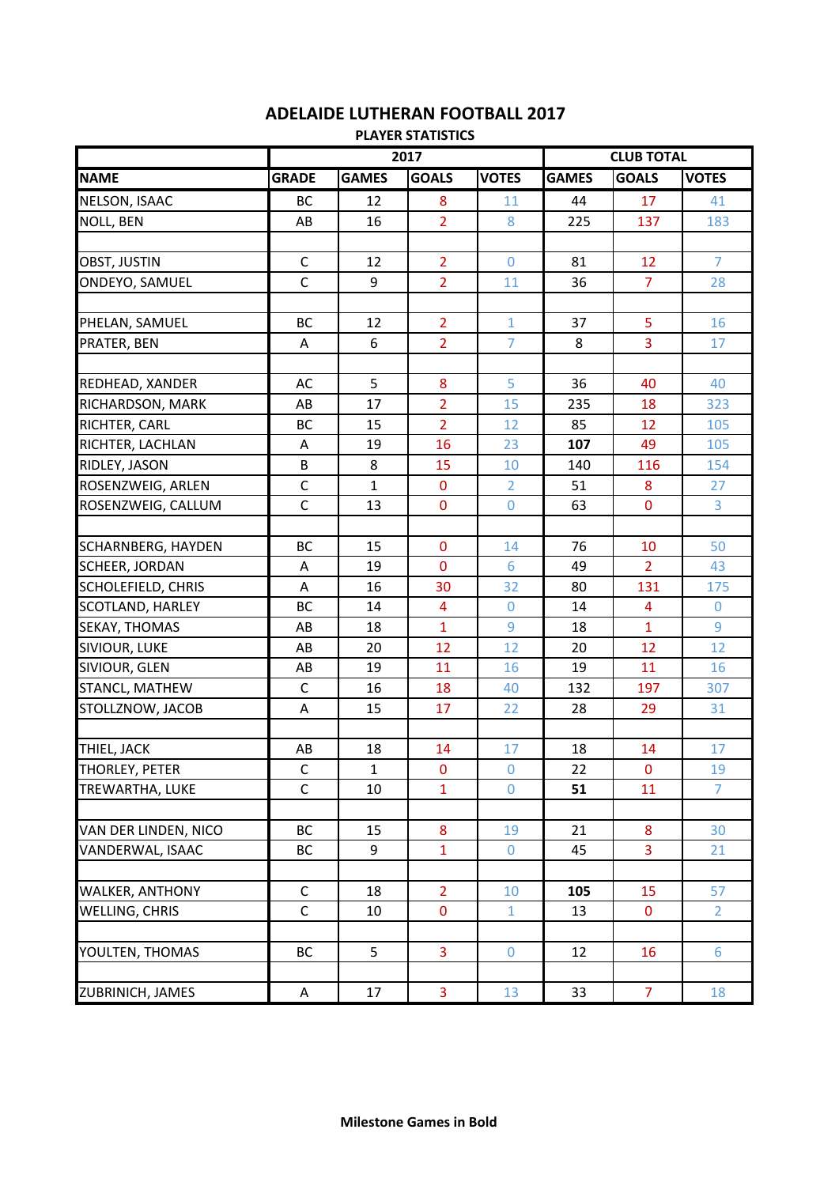## ADELAIDE LUTHERAN FOOTBALL 2017

### PLAYER STATISTICS

| | 2017 | | | | CLUB TOTAL | | |
|---|---|---|---|---|---|---|---|
| NAME | GRADE | GAMES | GOALS | VOTES | GAMES | GOALS | VOTES |
| NELSON, ISAAC | BC | 12 | 8 | 11 | 44 | 17 | 41 |
| NOLL, BEN | AB | 16 | 2 | 8 | 225 | 137 | 183 |
| | | | | | | | |
| OBST, JUSTIN | C | 12 | 2 | 0 | 81 | 12 | 7 |
| ONDEYO, SAMUEL | C | 9 | 2 | 11 | 36 | 7 | 28 |
| | | | | | | | |
| PHELAN, SAMUEL | BC | 12 | 2 | 1 | 37 | 5 | 16 |
| PRATER, BEN | A | 6 | 2 | 7 | 8 | 3 | 17 |
| | | | | | | | |
| REDHEAD, XANDER | AC | 5 | 8 | 5 | 36 | 40 | 40 |
| RICHARDSON, MARK | AB | 17 | 2 | 15 | 235 | 18 | 323 |
| RICHTER, CARL | BC | 15 | 2 | 12 | 85 | 12 | 105 |
| RICHTER, LACHLAN | A | 19 | 16 | 23 | **107** | 49 | 105 |
| RIDLEY, JASON | B | 8 | 15 | 10 | 140 | 116 | 154 |
| ROSENZWEIG, ARLEN | C | 1 | 0 | 2 | 51 | 8 | 27 |
| ROSENZWEIG, CALLUM | C | 13 | 0 | 0 | 63 | 0 | 3 |
| | | | | | | | |
| SCHARNBERG, HAYDEN | BC | 15 | 0 | 14 | 76 | 10 | 50 |
| SCHEER, JORDAN | A | 19 | 0 | 6 | 49 | 2 | 43 |
| SCHOLEFIELD, CHRIS | A | 16 | 30 | 32 | 80 | 131 | 175 |
| SCOTLAND, HARLEY | BC | 14 | 4 | 0 | 14 | 4 | 0 |
| SEKAY, THOMAS | AB | 18 | 1 | 9 | 18 | 1 | 9 |
| SIVIOUR, LUKE | AB | 20 | 12 | 12 | 20 | 12 | 12 |
| SIVIOUR, GLEN | AB | 19 | 11 | 16 | 19 | 11 | 16 |
| STANCL, MATHEW | C | 16 | 18 | 40 | 132 | 197 | 307 |
| STOLLZNOW, JACOB | A | 15 | 17 | 22 | 28 | 29 | 31 |
| | | | | | | | |
| THIEL, JACK | AB | 18 | 14 | 17 | 18 | 14 | 17 |
| THORLEY, PETER | C | 1 | 0 | 0 | 22 | 0 | 19 |
| TREWARTHA, LUKE | C | 10 | 1 | 0 | **51** | 11 | 7 |
| | | | | | | | |
| VAN DER LINDEN, NICO | BC | 15 | 8 | 19 | 21 | 8 | 30 |
| VANDERWAL, ISAAC | BC | 9 | 1 | 0 | 45 | 3 | 21 |
| | | | | | | | |
| WALKER, ANTHONY | C | 18 | 2 | 10 | **105** | 15 | 57 |
| WELLING, CHRIS | C | 10 | 0 | 1 | 13 | 0 | 2 |
| | | | | | | | |
| YOULTEN, THOMAS | BC | 5 | 3 | 0 | 12 | 16 | 6 |
| | | | | | | | |
| ZUBRINICH, JAMES | A | 17 | 3 | 13 | 33 | 7 | 18 |

**Milestone Games in Bold**